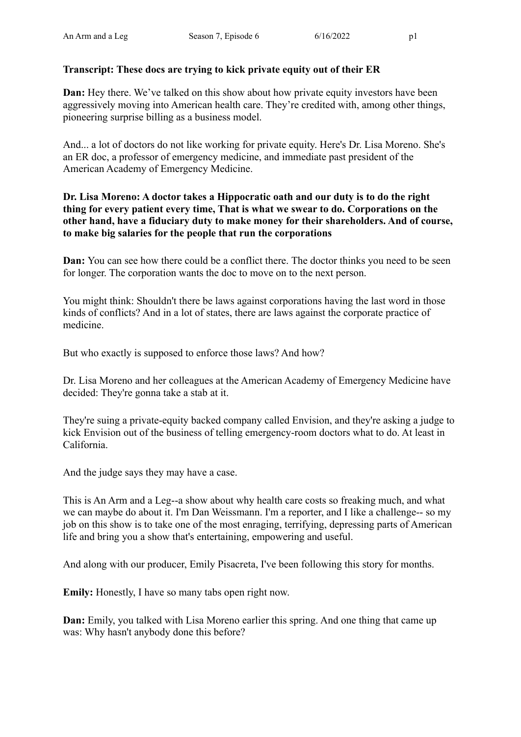**Transcript: These docs are trying to kick private equity out of their ER**

**Dan:** Hey there. We’ve talked on this show about how private equity investors have been aggressively moving into American health care. They’re credited with, among other things, pioneering surprise billing as a business model.

And... a lot of doctors do not like working for private equity. Here's Dr. Lisa Moreno. She's an ER doc, a professor of emergency medicine, and immediate past president of the American Academy of Emergency Medicine.

**Dr. Lisa Moreno: A doctor takes a Hippocratic oath and our duty is to do the right thing for every patient every time, That is what we swear to do. Corporations on the other hand, have a fiduciary duty to make money for their shareholders. And of course, to make big salaries for the people that run the corporations**

**Dan:** You can see how there could be a conflict there. The doctor thinks you need to be seen for longer. The corporation wants the doc to move on to the next person.

You might think: Shouldn't there be laws against corporations having the last word in those kinds of conflicts? And in a lot of states, there are laws against the corporate practice of medicine.

But who exactly is supposed to enforce those laws? And how?

Dr. Lisa Moreno and her colleagues at the American Academy of Emergency Medicine have decided: They're gonna take a stab at it.

They're suing a private-equity backed company called Envision, and they're asking a judge to kick Envision out of the business of telling emergency-room doctors what to do. At least in California.

And the judge says they may have a case.

This is An Arm and a Leg--a show about why health care costs so freaking much, and what we can maybe do about it. I'm Dan Weissmann. I'm a reporter, and I like a challenge-- so my job on this show is to take one of the most enraging, terrifying, depressing parts of American life and bring you a show that's entertaining, empowering and useful.

And along with our producer, Emily Pisacreta, I've been following this story for months.

**Emily:** Honestly, I have so many tabs open right now.

**Dan:** Emily, you talked with Lisa Moreno earlier this spring. And one thing that came up was: Why hasn't anybody done this before?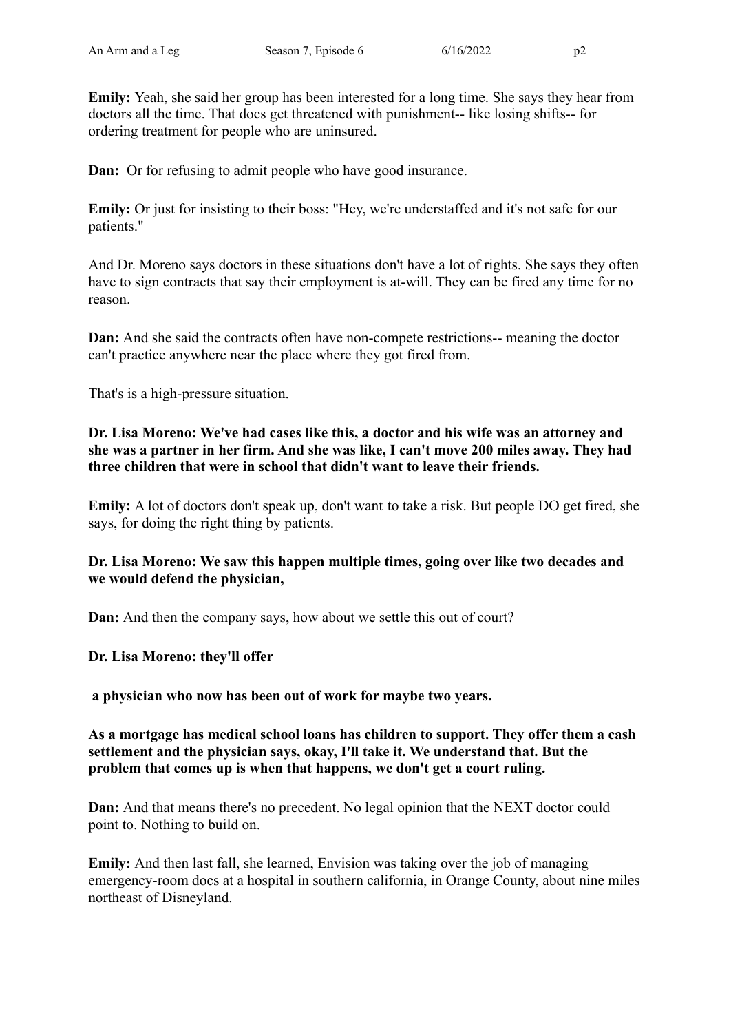**Emily:** Yeah, she said her group has been interested for a long time. She says they hear from doctors all the time. That docs get threatened with punishment-- like losing shifts-- for ordering treatment for people who are uninsured.

**Dan:** Or for refusing to admit people who have good insurance.

**Emily:** Or just for insisting to their boss: "Hey, we're understaffed and it's not safe for our patients."

And Dr. Moreno says doctors in these situations don't have a lot of rights. She says they often have to sign contracts that say their employment is at-will. They can be fired any time for no reason.

**Dan:** And she said the contracts often have non-compete restrictions-- meaning the doctor can't practice anywhere near the place where they got fired from.

That's is a high-pressure situation.

**Dr. Lisa Moreno: We've had cases like this, a doctor and his wife was an attorney and she was a partner in her firm. And she was like, I can't move 200 miles away. They had three children that were in school that didn't want to leave their friends.**

**Emily:** A lot of doctors don't speak up, don't want to take a risk. But people DO get fired, she says, for doing the right thing by patients.

**Dr. Lisa Moreno: We saw this happen multiple times, going over like two decades and we would defend the physician,**

**Dan:** And then the company says, how about we settle this out of court?

**Dr. Lisa Moreno: they'll offer**

**a physician who now has been out of work for maybe two years.**

**As a mortgage has medical school loans has children to support. They offer them a cash settlement and the physician says, okay, I'll take it. We understand that. But the problem that comes up is when that happens, we don't get a court ruling.**

**Dan:** And that means there's no precedent. No legal opinion that the NEXT doctor could point to. Nothing to build on.

**Emily:** And then last fall, she learned, Envision was taking over the job of managing emergency-room docs at a hospital in southern california, in Orange County, about nine miles northeast of Disneyland.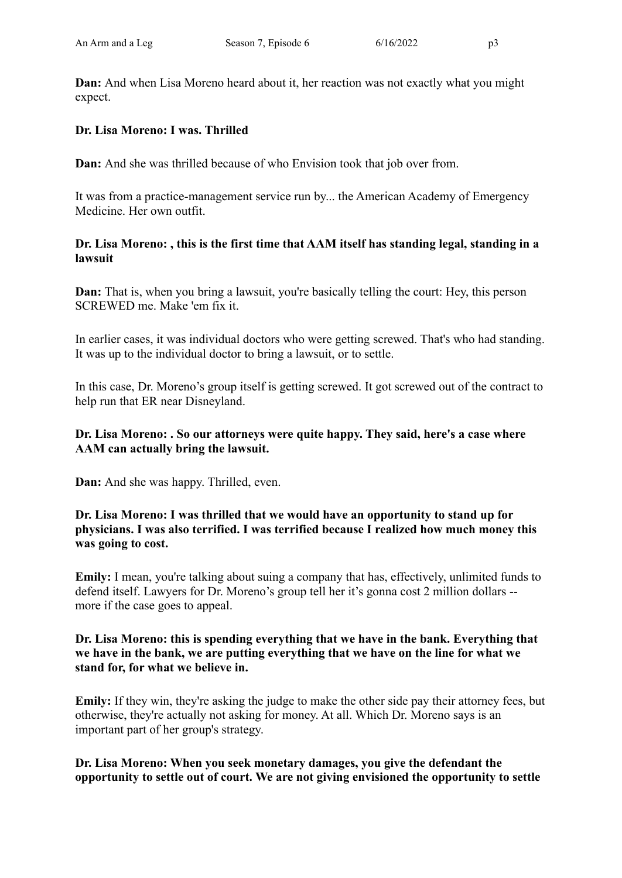**Dan:** And when Lisa Moreno heard about it, her reaction was not exactly what you might expect.

**Dr. Lisa Moreno: I was. Thrilled**

**Dan:** And she was thrilled because of who Envision took that job over from.

It was from a practice-management service run by... the American Academy of Emergency Medicine. Her own outfit.

**Dr. Lisa Moreno: , this is the first time that AAM itself has standing legal, standing in a lawsuit**

**Dan:** That is, when you bring a lawsuit, you're basically telling the court: Hey, this person SCREWED me. Make 'em fix it.

In earlier cases, it was individual doctors who were getting screwed. That's who had standing. It was up to the individual doctor to bring a lawsuit, or to settle.

In this case, Dr. Moreno's group itself is getting screwed. It got screwed out of the contract to help run that ER near Disneyland.

**Dr. Lisa Moreno: . So our attorneys were quite happy. They said, here's a case where AAM can actually bring the lawsuit.**

**Dan:** And she was happy. Thrilled, even.

**Dr. Lisa Moreno: I was thrilled that we would have an opportunity to stand up for physicians. I was also terrified. I was terrified because I realized how much money this was going to cost.**

**Emily:** I mean, you're talking about suing a company that has, effectively, unlimited funds to defend itself. Lawyers for Dr. Moreno's group tell her it's gonna cost 2 million dollars -- more if the case goes to appeal.

**Dr. Lisa Moreno: this is spending everything that we have in the bank. Everything that we have in the bank, we are putting everything that we have on the line for what we stand for, for what we believe in.**

**Emily:** If they win, they're asking the judge to make the other side pay their attorney fees, but otherwise, they're actually not asking for money. At all. Which Dr. Moreno says is an important part of her group's strategy.

**Dr. Lisa Moreno: When you seek monetary damages, you give the defendant the opportunity to settle out of court. We are not giving envisioned the opportunity to settle**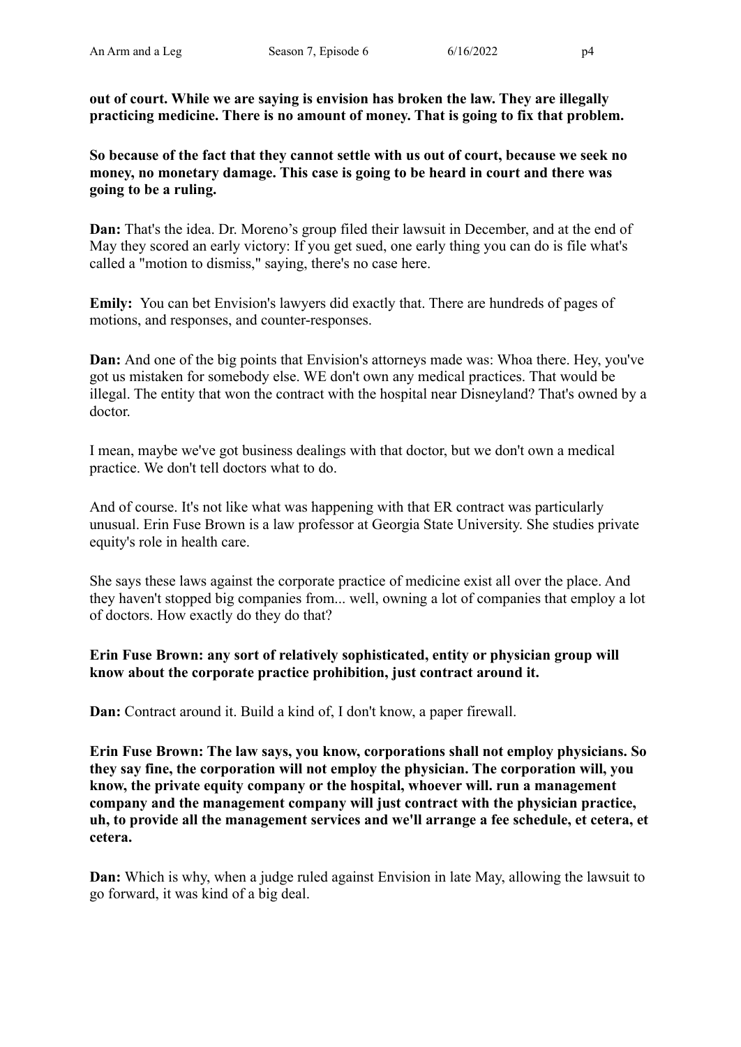**out of court. While we are saying is envision has broken the law. They are illegally practicing medicine. There is no amount of money. That is going to fix that problem.**

**So because of the fact that they cannot settle with us out of court, because we seek no money, no monetary damage. This case is going to be heard in court and there was going to be a ruling.**

**Dan:** That's the idea. Dr. Moreno's group filed their lawsuit in December, and at the end of May they scored an early victory: If you get sued, one early thing you can do is file what's called a "motion to dismiss," saying, there's no case here.

**Emily:** You can bet Envision's lawyers did exactly that. There are hundreds of pages of motions, and responses, and counter-responses.

**Dan:** And one of the big points that Envision's attorneys made was: Whoa there. Hey, you've got us mistaken for somebody else. WE don't own any medical practices. That would be illegal. The entity that won the contract with the hospital near Disneyland? That's owned by a doctor.

I mean, maybe we've got business dealings with that doctor, but we don't own a medical practice. We don't tell doctors what to do.

And of course. It's not like what was happening with that ER contract was particularly unusual. Erin Fuse Brown is a law professor at Georgia State University. She studies private equity's role in health care.

She says these laws against the corporate practice of medicine exist all over the place. And they haven't stopped big companies from... well, owning a lot of companies that employ a lot of doctors. How exactly do they do that?

**Erin Fuse Brown: any sort of relatively sophisticated, entity or physician group will know about the corporate practice prohibition, just contract around it.**

**Dan:** Contract around it. Build a kind of, I don't know, a paper firewall.

**Erin Fuse Brown: The law says, you know, corporations shall not employ physicians. So they say fine, the corporation will not employ the physician. The corporation will, you know, the private equity company or the hospital, whoever will. run a management company and the management company will just contract with the physician practice, uh, to provide all the management services and we'll arrange a fee schedule, et cetera, et cetera.**

**Dan:** Which is why, when a judge ruled against Envision in late May, allowing the lawsuit to go forward, it was kind of a big deal.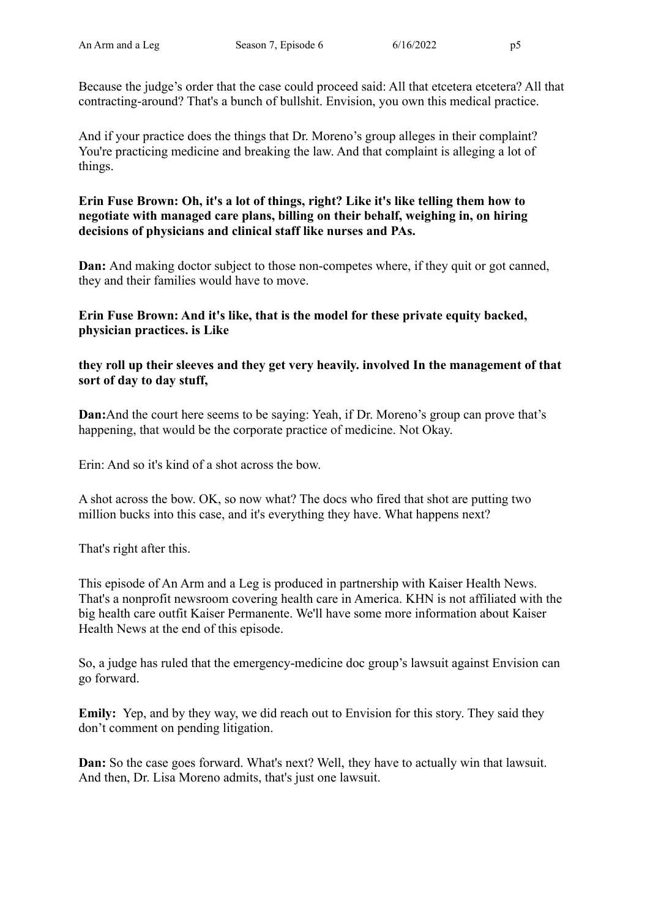Because the judge's order that the case could proceed said: All that etcetera etcetera? All that contracting-around? That's a bunch of bullshit. Envision, you own this medical practice.

And if your practice does the things that Dr. Moreno's group alleges in their complaint? You're practicing medicine and breaking the law. And that complaint is alleging a lot of things.

**Erin Fuse Brown: Oh, it's a lot of things, right? Like it's like telling them how to negotiate with managed care plans, billing on their behalf, weighing in, on hiring decisions of physicians and clinical staff like nurses and PAs.**

**Dan:** And making doctor subject to those non-competes where, if they quit or got canned, they and their families would have to move.

**Erin Fuse Brown: And it's like, that is the model for these private equity backed, physician practices. is Like**

**they roll up their sleeves and they get very heavily. involved In the management of that sort of day to day stuff,**

**Dan:**And the court here seems to be saying: Yeah, if Dr. Moreno's group can prove that's happening, that would be the corporate practice of medicine. Not Okay.

Erin: And so it's kind of a shot across the bow.

A shot across the bow. OK, so now what? The docs who fired that shot are putting two million bucks into this case, and it's everything they have. What happens next?

That's right after this.

This episode of An Arm and a Leg is produced in partnership with Kaiser Health News. That's a nonprofit newsroom covering health care in America. KHN is not affiliated with the big health care outfit Kaiser Permanente. We'll have some more information about Kaiser Health News at the end of this episode.

So, a judge has ruled that the emergency-medicine doc group's lawsuit against Envision can go forward.

**Emily:** Yep, and by they way, we did reach out to Envision for this story. They said they don't comment on pending litigation.

**Dan:** So the case goes forward. What's next? Well, they have to actually win that lawsuit. And then, Dr. Lisa Moreno admits, that's just one lawsuit.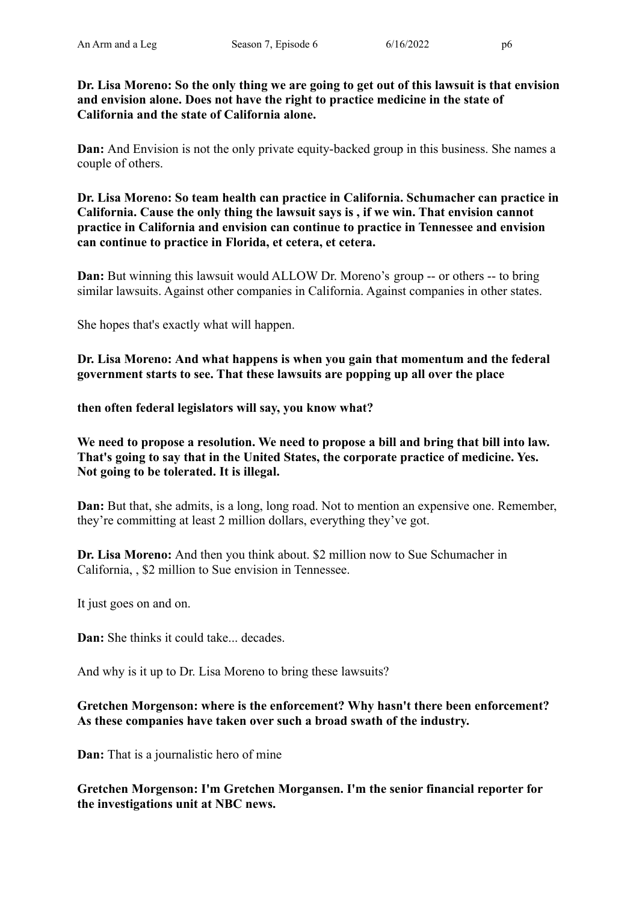**Dr. Lisa Moreno: So the only thing we are going to get out of this lawsuit is that envision and envision alone. Does not have the right to practice medicine in the state of California and the state of California alone.**

**Dan:** And Envision is not the only private equity-backed group in this business. She names a couple of others.

**Dr. Lisa Moreno: So team health can practice in California. Schumacher can practice in California. Cause the only thing the lawsuit says is , if we win. That envision cannot practice in California and envision can continue to practice in Tennessee and envision can continue to practice in Florida, et cetera, et cetera.**

**Dan:** But winning this lawsuit would ALLOW Dr. Moreno's group -- or others -- to bring similar lawsuits. Against other companies in California. Against companies in other states.

She hopes that's exactly what will happen.

**Dr. Lisa Moreno: And what happens is when you gain that momentum and the federal government starts to see. That these lawsuits are popping up all over the place**

**then often federal legislators will say, you know what?**

**We need to propose a resolution. We need to propose a bill and bring that bill into law. That's going to say that in the United States, the corporate practice of medicine. Yes. Not going to be tolerated. It is illegal.**

**Dan:** But that, she admits, is a long, long road. Not to mention an expensive one. Remember, they're committing at least 2 million dollars, everything they've got.

**Dr. Lisa Moreno:** And then you think about. $2 million now to Sue Schumacher in California, , $2 million to Sue envision in Tennessee.

It just goes on and on.

**Dan:** She thinks it could take... decades.

And why is it up to Dr. Lisa Moreno to bring these lawsuits?

**Gretchen Morgenson: where is the enforcement? Why hasn't there been enforcement? As these companies have taken over such a broad swath of the industry.**

**Dan:** That is a journalistic hero of mine

**Gretchen Morgenson: I'm Gretchen Morgansen. I'm the senior financial reporter for the investigations unit at NBC news.**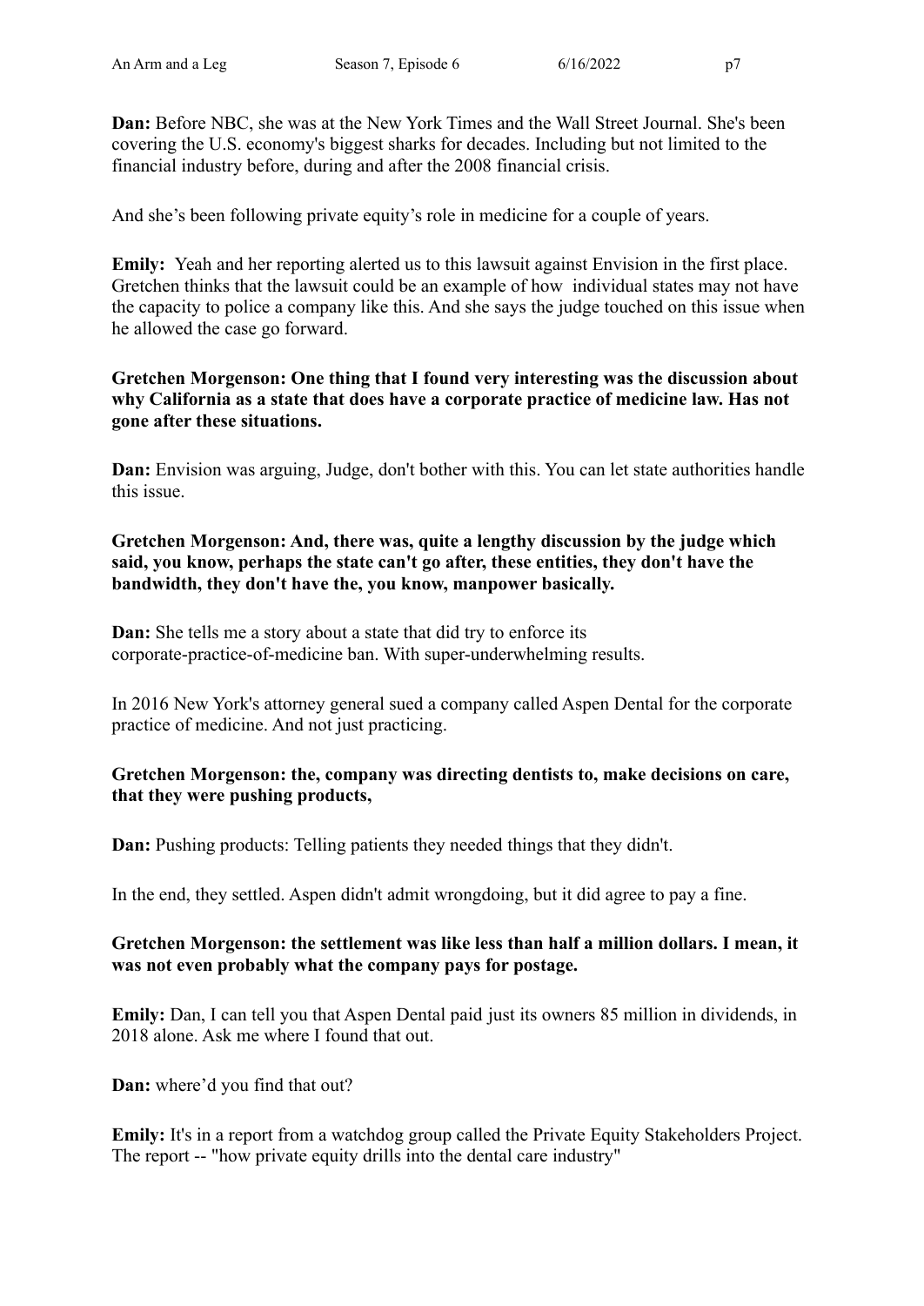**Dan:** Before NBC, she was at the New York Times and the Wall Street Journal. She's been covering the U.S. economy's biggest sharks for decades. Including but not limited to the financial industry before, during and after the 2008 financial crisis.

And she's been following private equity's role in medicine for a couple of years.

**Emily:** Yeah and her reporting alerted us to this lawsuit against Envision in the first place. Gretchen thinks that the lawsuit could be an example of how individual states may not have the capacity to police a company like this. And she says the judge touched on this issue when he allowed the case go forward.

**Gretchen Morgenson: One thing that I found very interesting was the discussion about why California as a state that does have a corporate practice of medicine law. Has not gone after these situations.**

**Dan:** Envision was arguing, Judge, don't bother with this. You can let state authorities handle this issue.

**Gretchen Morgenson: And, there was, quite a lengthy discussion by the judge which said, you know, perhaps the state can't go after, these entities, they don't have the bandwidth, they don't have the, you know, manpower basically.**

**Dan:** She tells me a story about a state that did try to enforce its corporate-practice-of-medicine ban. With super-underwhelming results.

In 2016 New York's attorney general sued a company called Aspen Dental for the corporate practice of medicine. And not just practicing.

**Gretchen Morgenson: the, company was directing dentists to, make decisions on care, that they were pushing products,**

**Dan:** Pushing products: Telling patients they needed things that they didn't.

In the end, they settled. Aspen didn't admit wrongdoing, but it did agree to pay a fine.

**Gretchen Morgenson: the settlement was like less than half a million dollars. I mean, it was not even probably what the company pays for postage.**

**Emily:** Dan, I can tell you that Aspen Dental paid just its owners 85 million in dividends, in 2018 alone. Ask me where I found that out.

**Dan:** where'd you find that out?

**Emily:** It's in a report from a watchdog group called the Private Equity Stakeholders Project. The report -- "how private equity drills into the dental care industry"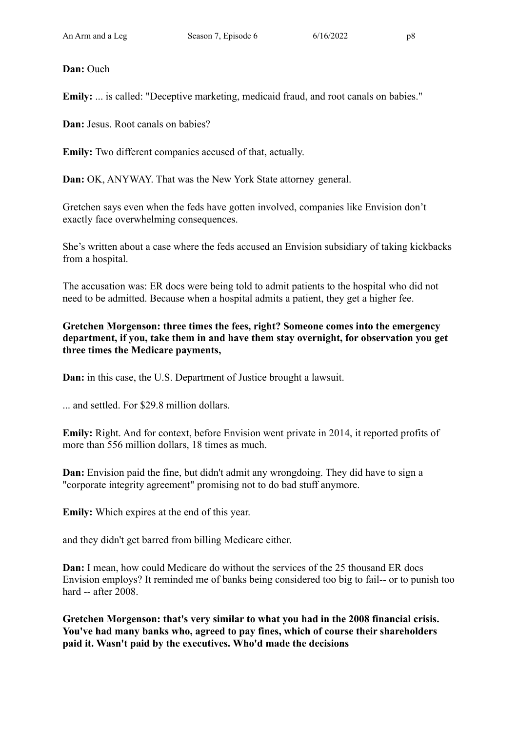**Dan:** Ouch

**Emily:** ... is called: "Deceptive marketing, medicaid fraud, and root canals on babies."

**Dan:** Jesus. Root canals on babies?

**Emily:** Two different companies accused of that, actually.

**Dan:** OK, ANYWAY. That was the New York State attorney general.

Gretchen says even when the feds have gotten involved, companies like Envision don't exactly face overwhelming consequences.

She's written about a case where the feds accused an Envision subsidiary of taking kickbacks from a hospital.

The accusation was: ER docs were being told to admit patients to the hospital who did not need to be admitted. Because when a hospital admits a patient, they get a higher fee.

**Gretchen Morgenson: three times the fees, right? Someone comes into the emergency department, if you, take them in and have them stay overnight, for observation you get three times the Medicare payments,**

**Dan:** in this case, the U.S. Department of Justice brought a lawsuit.

... and settled. For $29.8 million dollars.

**Emily:** Right. And for context, before Envision went private in 2014, it reported profits of more than 556 million dollars, 18 times as much.

**Dan:** Envision paid the fine, but didn't admit any wrongdoing. They did have to sign a "corporate integrity agreement" promising not to do bad stuff anymore.

**Emily:** Which expires at the end of this year.

and they didn't get barred from billing Medicare either.

**Dan:** I mean, how could Medicare do without the services of the 25 thousand ER docs Envision employs? It reminded me of banks being considered too big to fail-- or to punish too hard -- after 2008.

**Gretchen Morgenson: that's very similar to what you had in the 2008 financial crisis. You've had many banks who, agreed to pay fines, which of course their shareholders paid it. Wasn't paid by the executives. Who'd made the decisions**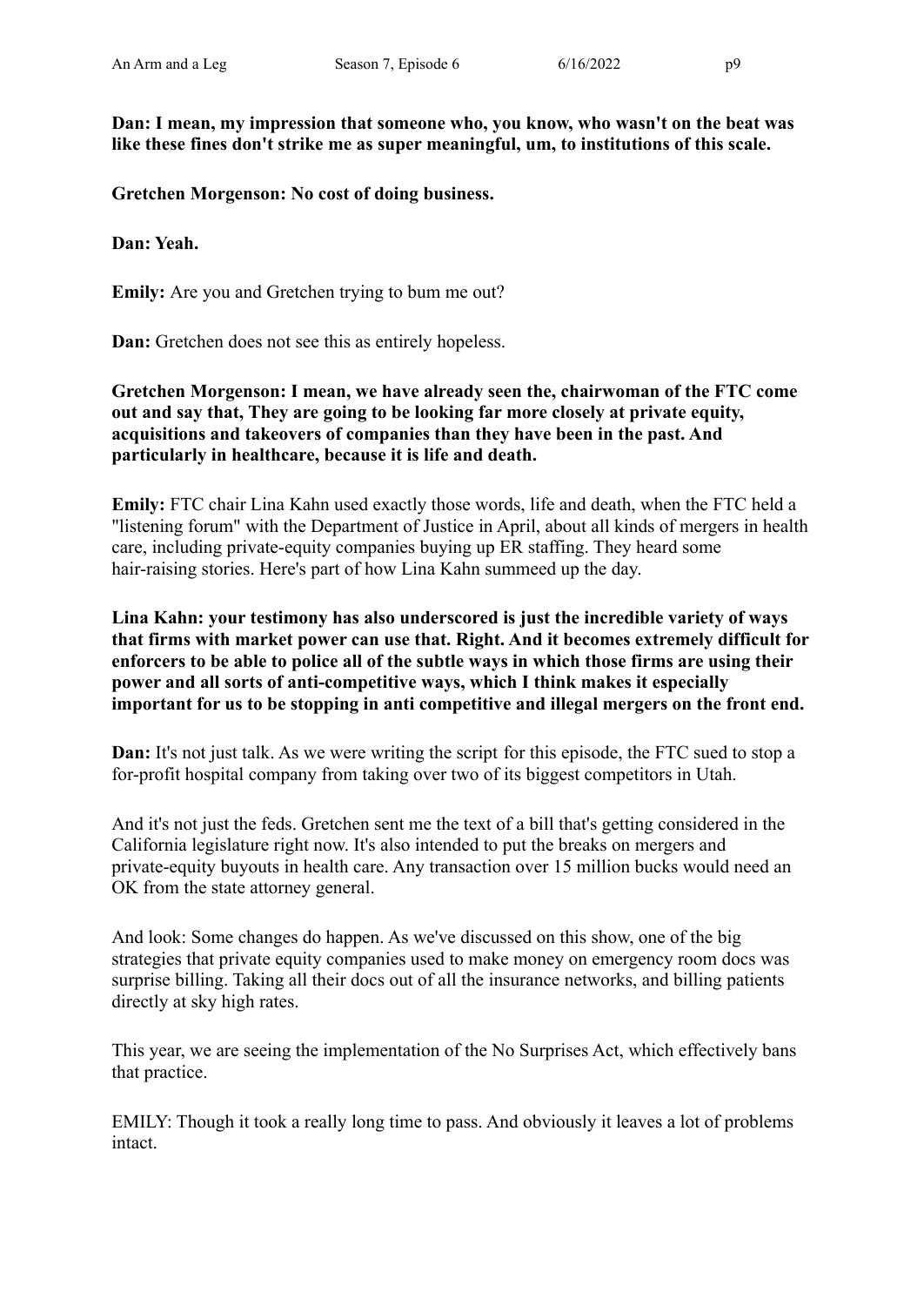**Dan: I mean, my impression that someone who, you know, who wasn't on the beat was like these fines don't strike me as super meaningful, um, to institutions of this scale.**

**Gretchen Morgenson: No cost of doing business.**

**Dan: Yeah.**

**Emily:** Are you and Gretchen trying to bum me out?

**Dan:** Gretchen does not see this as entirely hopeless.

**Gretchen Morgenson: I mean, we have already seen the, chairwoman of the FTC come out and say that, They are going to be looking far more closely at private equity, acquisitions and takeovers of companies than they have been in the past. And particularly in healthcare, because it is life and death.**

**Emily:** FTC chair Lina Kahn used exactly those words, life and death, when the FTC held a "listening forum" with the Department of Justice in April, about all kinds of mergers in health care, including private-equity companies buying up ER staffing. They heard some hair-raising stories. Here's part of how Lina Kahn summeed up the day.

**Lina Kahn: your testimony has also underscored is just the incredible variety of ways that firms with market power can use that. Right. And it becomes extremely difficult for enforcers to be able to police all of the subtle ways in which those firms are using their power and all sorts of anti-competitive ways, which I think makes it especially important for us to be stopping in anti competitive and illegal mergers on the front end.**

**Dan:** It's not just talk. As we were writing the script for this episode, the FTC sued to stop a for-profit hospital company from taking over two of its biggest competitors in Utah.

And it's not just the feds. Gretchen sent me the text of a bill that's getting considered in the California legislature right now. It's also intended to put the breaks on mergers and private-equity buyouts in health care. Any transaction over 15 million bucks would need an OK from the state attorney general.

And look: Some changes do happen. As we've discussed on this show, one of the big strategies that private equity companies used to make money on emergency room docs was surprise billing. Taking all their docs out of all the insurance networks, and billing patients directly at sky high rates.

This year, we are seeing the implementation of the No Surprises Act, which effectively bans that practice.

EMILY: Though it took a really long time to pass. And obviously it leaves a lot of problems intact.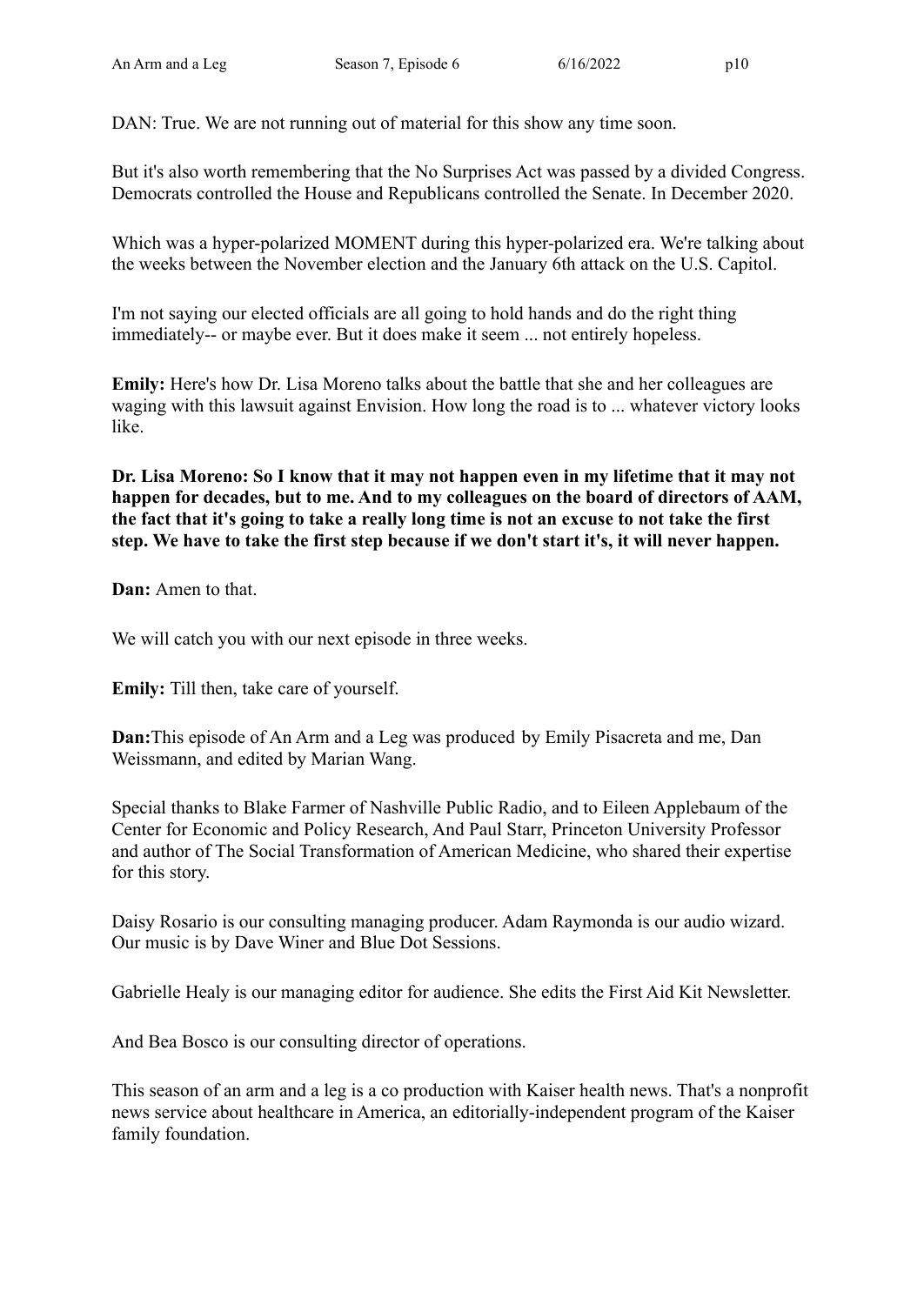DAN: True. We are not running out of material for this show any time soon.

But it's also worth remembering that the No Surprises Act was passed by a divided Congress. Democrats controlled the House and Republicans controlled the Senate. In December 2020.

Which was a hyper-polarized MOMENT during this hyper-polarized era. We're talking about the weeks between the November election and the January 6th attack on the U.S. Capitol.

I'm not saying our elected officials are all going to hold hands and do the right thing immediately-- or maybe ever. But it does make it seem ... not entirely hopeless.

**Emily:** Here's how Dr. Lisa Moreno talks about the battle that she and her colleagues are waging with this lawsuit against Envision. How long the road is to ... whatever victory looks like.

**Dr. Lisa Moreno: So I know that it may not happen even in my lifetime that it may not happen for decades, but to me. And to my colleagues on the board of directors of AAM, the fact that it's going to take a really long time is not an excuse to not take the first step. We have to take the first step because if we don't start it's, it will never happen.**

**Dan:** Amen to that.

We will catch you with our next episode in three weeks.

**Emily:** Till then, take care of yourself.

**Dan:**This episode of An Arm and a Leg was produced by Emily Pisacreta and me, Dan Weissmann, and edited by Marian Wang.

Special thanks to Blake Farmer of Nashville Public Radio, and to Eileen Applebaum of the Center for Economic and Policy Research, And Paul Starr, Princeton University Professor and author of The Social Transformation of American Medicine, who shared their expertise for this story.

Daisy Rosario is our consulting managing producer. Adam Raymonda is our audio wizard. Our music is by Dave Winer and Blue Dot Sessions.

Gabrielle Healy is our managing editor for audience. She edits the First Aid Kit Newsletter.

And Bea Bosco is our consulting director of operations.

This season of an arm and a leg is a co production with Kaiser health news. That's a nonprofit news service about healthcare in America, an editorially-independent program of the Kaiser family foundation.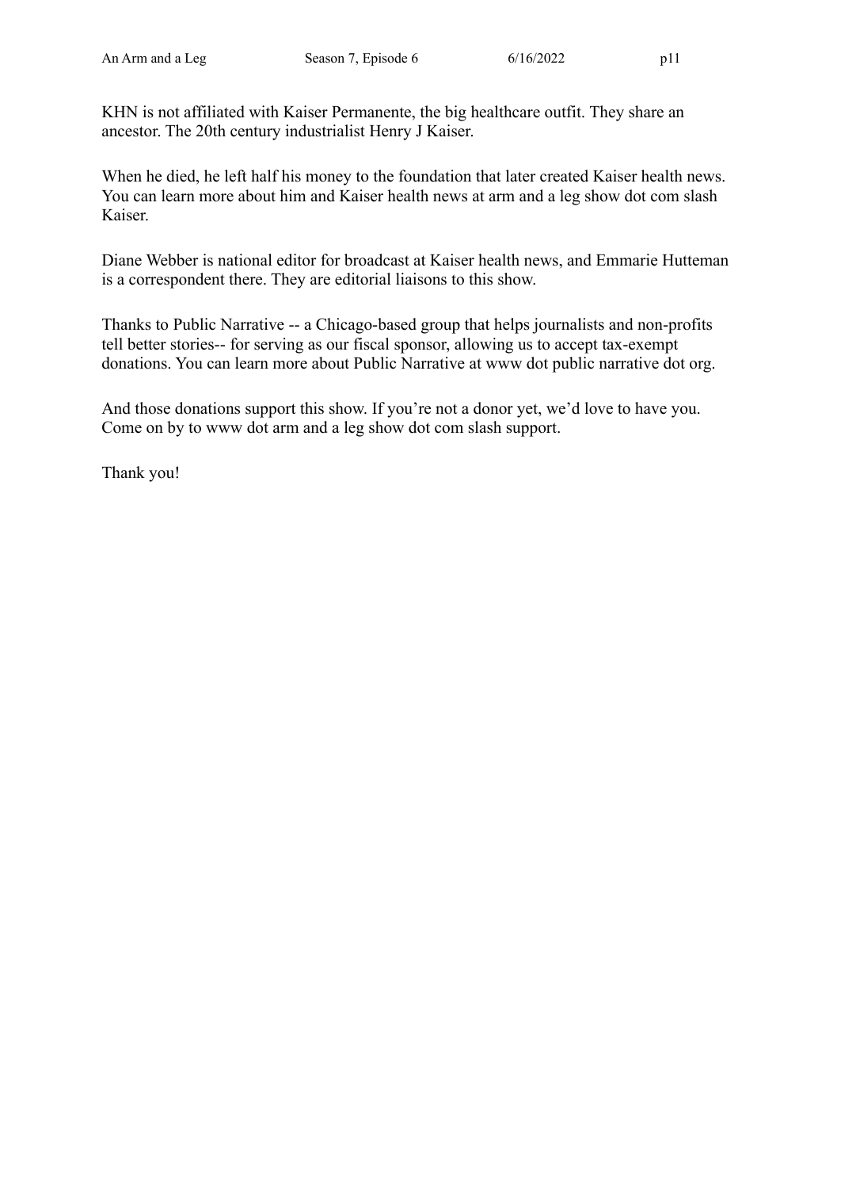KHN is not affiliated with Kaiser Permanente, the big healthcare outfit. They share an ancestor. The 20th century industrialist Henry J Kaiser.

When he died, he left half his money to the foundation that later created Kaiser health news. You can learn more about him and Kaiser health news at arm and a leg show dot com slash Kaiser.

Diane Webber is national editor for broadcast at Kaiser health news, and Emmarie Hutteman is a correspondent there. They are editorial liaisons to this show.

Thanks to Public Narrative -- a Chicago-based group that helps journalists and non-profits tell better stories-- for serving as our fiscal sponsor, allowing us to accept tax-exempt donations. You can learn more about Public Narrative at www dot public narrative dot org.

And those donations support this show. If you're not a donor yet, we'd love to have you. Come on by to www dot arm and a leg show dot com slash support.

Thank you!